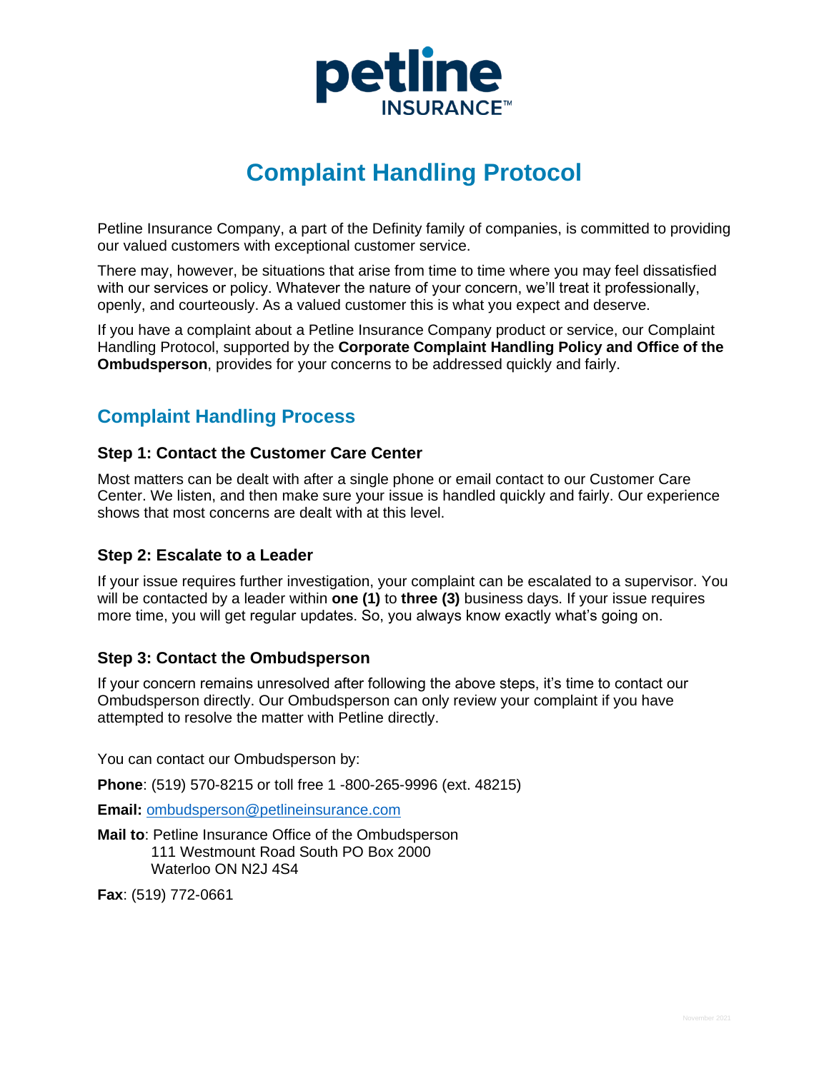petline INSURANCE™

# Complaint Handling Protocol

Petline Insurance Company, a part of the Definity family of companies, is committed to providing our valued customers with exceptional customer service.

There may, however, be situations that arise from time to time where you may feel dissatisfied with our services or policy. Whatever the nature of your concern, we'll treat it professionally, openly, and courteously. As a valued customer this is what you expect and deserve.

If you have a complaint about a Petline Insurance Company product or service, our Complaint Handling Protocol, supported by the **Corporate Complaint Handling Policy and Office of the Ombudsperson**, provides for your concerns to be addressed quickly and fairly.

## Complaint Handling Process

### Step 1: Contact the Customer Care Center

Most matters can be dealt with after a single phone or email contact to our Customer Care Center. We listen, and then make sure your issue is handled quickly and fairly. Our experience shows that most concerns are dealt with at this level.

### Step 2: Escalate to a Leader

If your issue requires further investigation, your complaint can be escalated to a supervisor. You will be contacted by a leader within **one (1)** to **three (3)** business days. If your issue requires more time, you will get regular updates. So, you always know exactly what's going on.

### Step 3: Contact the Ombudsperson

If your concern remains unresolved after following the above steps, it's time to contact our Ombudsperson directly. Our Ombudsperson can only review your complaint if you have attempted to resolve the matter with Petline directly.

You can contact our Ombudsperson by:

**Phone**: (519) 570-8215 or toll free 1 -800-265-9996 (ext. 48215)

**Email:** ombudsperson@petlineinsurance.com

**Mail to**: Petline Insurance Office of the Ombudsperson
111 Westmount Road South PO Box 2000
Waterloo ON N2J 4S4

**Fax**: (519) 772-0661

November 2021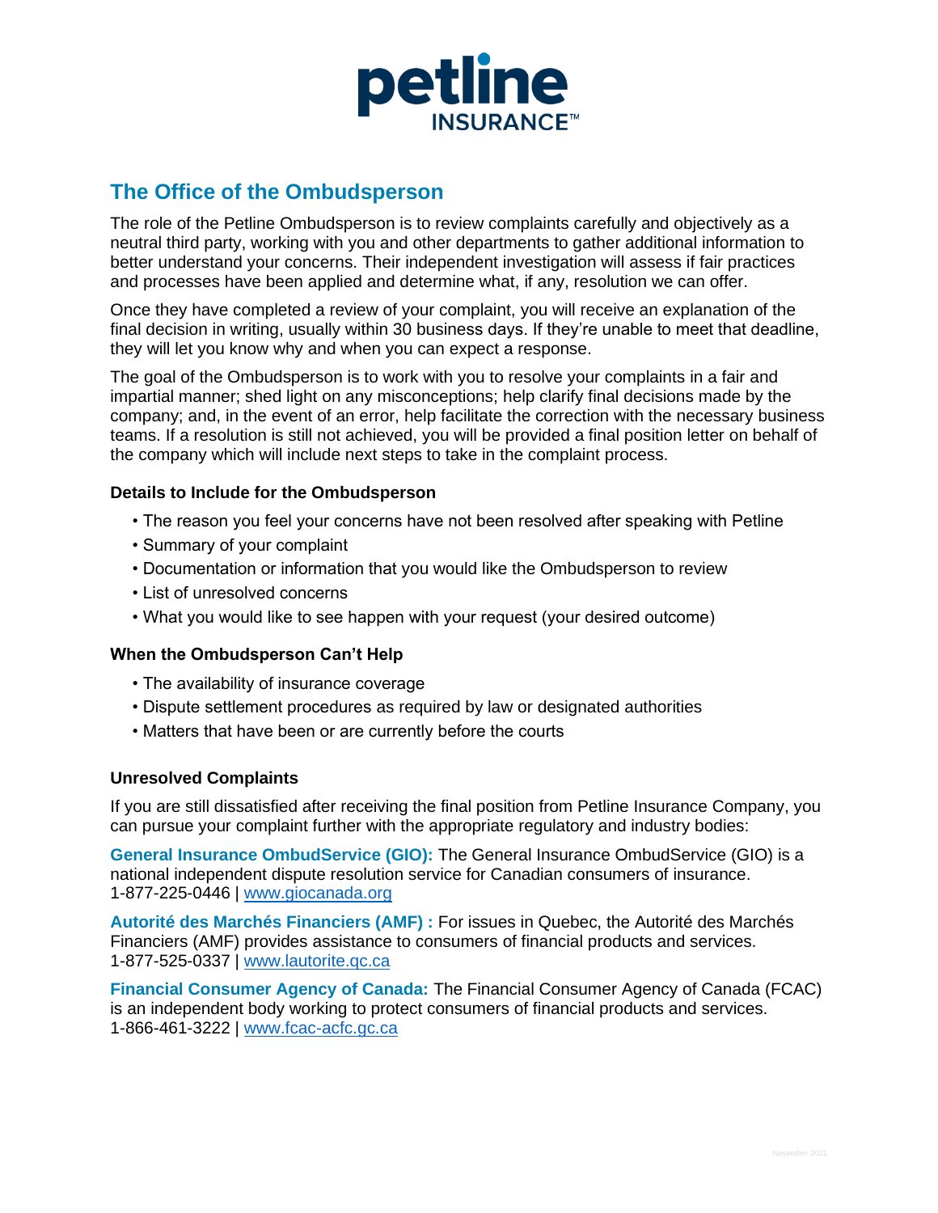petline INSURANCE™

## The Office of the Ombudsperson

The role of the Petline Ombudsperson is to review complaints carefully and objectively as a neutral third party, working with you and other departments to gather additional information to better understand your concerns. Their independent investigation will assess if fair practices and processes have been applied and determine what, if any, resolution we can offer.

Once they have completed a review of your complaint, you will receive an explanation of the final decision in writing, usually within 30 business days. If they're unable to meet that deadline, they will let you know why and when you can expect a response.

The goal of the Ombudsperson is to work with you to resolve your complaints in a fair and impartial manner; shed light on any misconceptions; help clarify final decisions made by the company; and, in the event of an error, help facilitate the correction with the necessary business teams. If a resolution is still not achieved, you will be provided a final position letter on behalf of the company which will include next steps to take in the complaint process.

### Details to Include for the Ombudsperson

- The reason you feel your concerns have not been resolved after speaking with Petline
- Summary of your complaint
- Documentation or information that you would like the Ombudsperson to review
- List of unresolved concerns
- What you would like to see happen with your request (your desired outcome)

### When the Ombudsperson Can't Help

- The availability of insurance coverage
- Dispute settlement procedures as required by law or designated authorities
- Matters that have been or are currently before the courts

### Unresolved Complaints

If you are still dissatisfied after receiving the final position from Petline Insurance Company, you can pursue your complaint further with the appropriate regulatory and industry bodies:

**General Insurance OmbudService (GIO):** The General Insurance OmbudService (GIO) is a national independent dispute resolution service for Canadian consumers of insurance.
1-877-225-0446 | www.giocanada.org

**Autorité des Marchés Financiers (AMF) :** For issues in Quebec, the Autorité des Marchés Financiers (AMF) provides assistance to consumers of financial products and services.
1-877-525-0337 | www.lautorite.qc.ca

**Financial Consumer Agency of Canada:** The Financial Consumer Agency of Canada (FCAC) is an independent body working to protect consumers of financial products and services.
1-866-461-3222 | www.fcac-acfc.gc.ca

November 2021